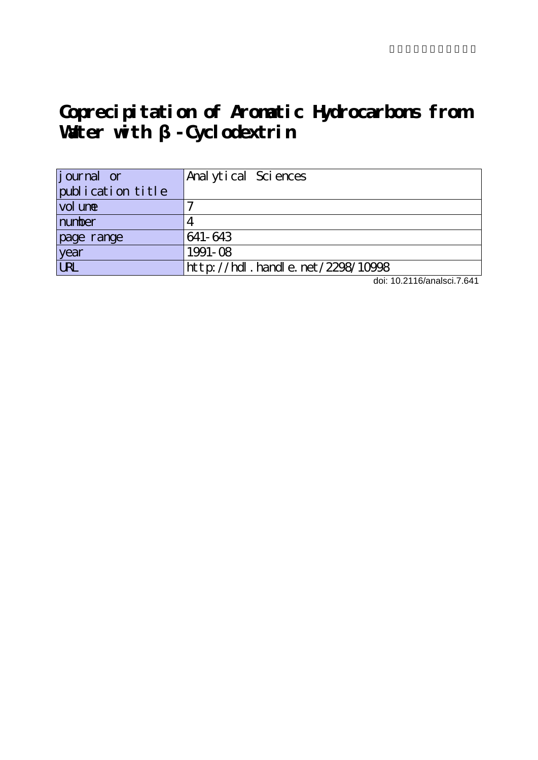# Coprecipitation of Aromatic Hydrocarbons from Water with β-Cyclodextrin

| journal or publication title | Analytical Sciences |
| --- | --- |
| volume | 7 |
| number | 4 |
| page range | 641-643 |
| year | 1991-08 |
| URL | http://hdl.handle.net/2298/10998 |

doi: 10.2116/analsci.7.641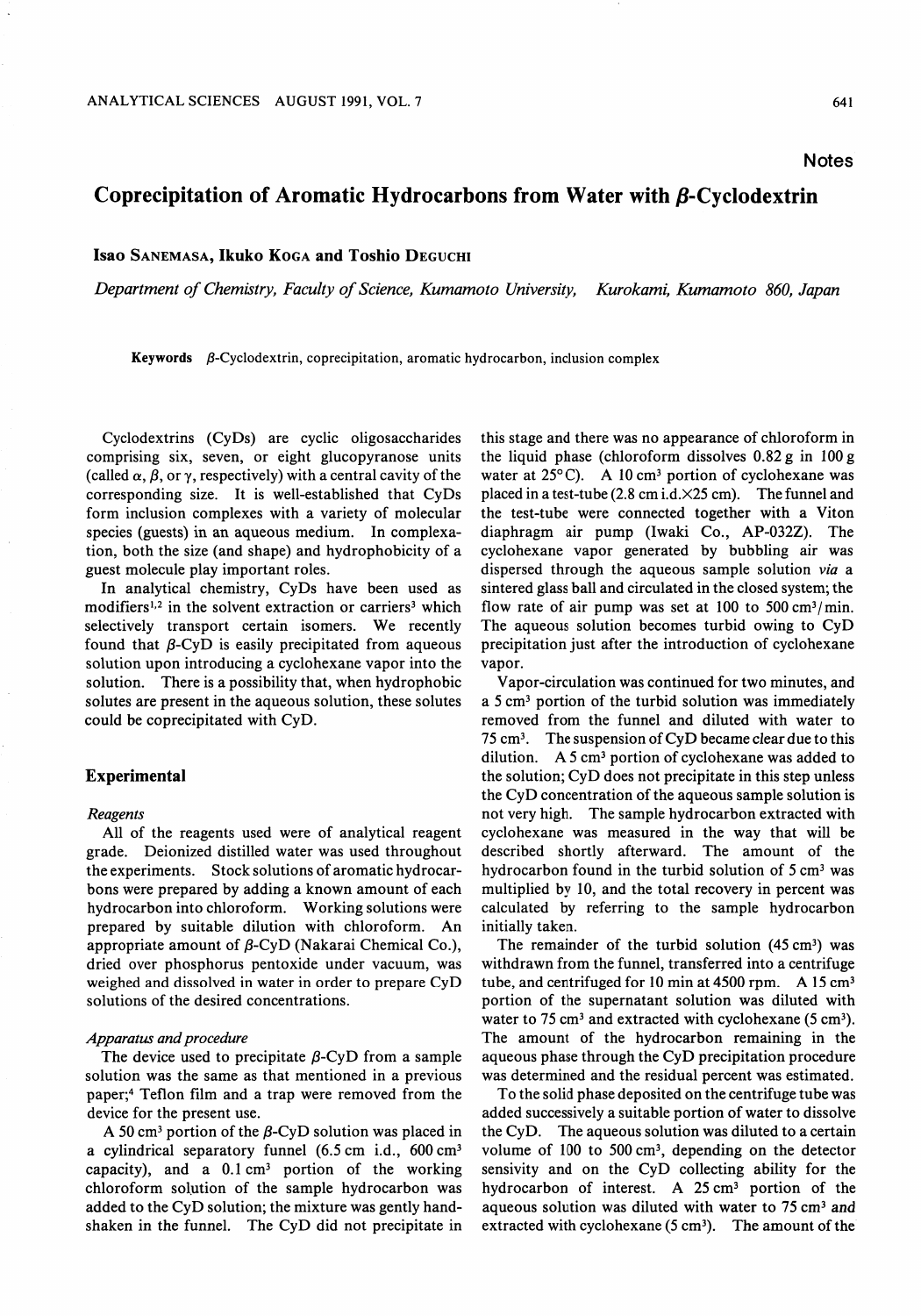## Notes

# Coprecipitation of Aromatic Hydrocarbons from Water with β-Cyclodextrin

Isao SANEMASA, Ikuko KOGA and Toshio DEGUCHI

*Department of Chemistry, Faculty of Science, Kumamoto University, Kurokami, Kumamoto 860, Japan*

**Keywords** β-Cyclodextrin, coprecipitation, aromatic hydrocarbon, inclusion complex

Cyclodextrins (CyDs) are cyclic oligosaccharides comprising six, seven, or eight glucopyranose units (called α, β, or γ, respectively) with a central cavity of the corresponding size. It is well-established that CyDs form inclusion complexes with a variety of molecular species (guests) in an aqueous medium. In complexation, both the size (and shape) and hydrophobicity of a guest molecule play important roles.

In analytical chemistry, CyDs have been used as modifiers[1,2] in the solvent extraction or carriers[3] which selectively transport certain isomers. We recently found that β-CyD is easily precipitated from aqueous solution upon introducing a cyclohexane vapor into the solution. There is a possibility that, when hydrophobic solutes are present in the aqueous solution, these solutes could be coprecipitated with CyD.

## Experimental

### *Reagents*

All of the reagents used were of analytical reagent grade. Deionized distilled water was used throughout the experiments. Stock solutions of aromatic hydrocarbons were prepared by adding a known amount of each hydrocarbon into chloroform. Working solutions were prepared by suitable dilution with chloroform. An appropriate amount of β-CyD (Nakarai Chemical Co.), dried over phosphorus pentoxide under vacuum, was weighed and dissolved in water in order to prepare CyD solutions of the desired concentrations.

### *Apparatus and procedure*

The device used to precipitate β-CyD from a sample solution was the same as that mentioned in a previous paper;[4] Teflon film and a trap were removed from the device for the present use.

A 50 $cm^3$ portion of the β-CyD solution was placed in a cylindrical separatory funnel (6.5 cm i.d., 600 $cm^3$ capacity), and a 0.1 $cm^3$ portion of the working chloroform solution of the sample hydrocarbon was added to the CyD solution; the mixture was gently hand-shaken in the funnel. The CyD did not precipitate in this stage and there was no appearance of chloroform in the liquid phase (chloroform dissolves 0.82 g in 100 g water at 25°C). A 10 $cm^3$ portion of cyclohexane was placed in a test-tube (2.8 cm i.d.×25 cm). The funnel and the test-tube were connected together with a Viton diaphragm air pump (Iwaki Co., AP-032Z). The cyclohexane vapor generated by bubbling air was dispersed through the aqueous sample solution *via* a sintered glass ball and circulated in the closed system; the flow rate of air pump was set at 100 to 500 $cm^3$/min. The aqueous solution becomes turbid owing to CyD precipitation just after the introduction of cyclohexane vapor.

Vapor-circulation was continued for two minutes, and a 5 $cm^3$ portion of the turbid solution was immediately removed from the funnel and diluted with water to 75 $cm^3$. The suspension of CyD became clear due to this dilution. A 5 $cm^3$ portion of cyclohexane was added to the solution; CyD does not precipitate in this step unless the CyD concentration of the aqueous sample solution is not very high. The sample hydrocarbon extracted with cyclohexane was measured in the way that will be described shortly afterward. The amount of the hydrocarbon found in the turbid solution of 5 $cm^3$ was multiplied by 10, and the total recovery in percent was calculated by referring to the sample hydrocarbon initially taken.

The remainder of the turbid solution (45 $cm^3$) was withdrawn from the funnel, transferred into a centrifuge tube, and centrifuged for 10 min at 4500 rpm. A 15 $cm^3$ portion of the supernatant solution was diluted with water to 75 $cm^3$ and extracted with cyclohexane (5 $cm^3$). The amount of the hydrocarbon remaining in the aqueous phase through the CyD precipitation procedure was determined and the residual percent was estimated.

To the solid phase deposited on the centrifuge tube was added successively a suitable portion of water to dissolve the CyD. The aqueous solution was diluted to a certain volume of 100 to 500 $cm^3$, depending on the detector sensivity and on the CyD collecting ability for the hydrocarbon of interest. A 25 $cm^3$ portion of the aqueous solution was diluted with water to 75 $cm^3$ and extracted with cyclohexane (5 $cm^3$). The amount of the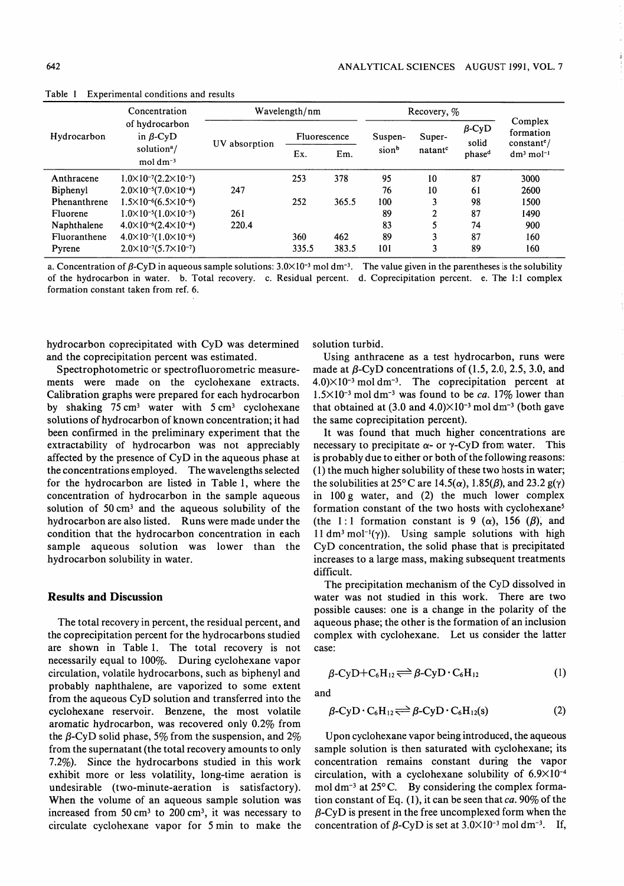Table 1 Experimental conditions and results

| Hydrocarbon | Concentration of hydrocarbon in β-CyD solution[a]/ mol dm$^{-3}$ | Wavelength/nm | | | Recovery, % | | | Complex formation constant[e]/ dm$^3$ mol$^{-1}$ |
|---|---|---|---|---|---|---|---|---|
| | | UV absorption | Fluorescence | | Suspension[b] | Supernatant[c] | β-CyD solid phase[d] | |
| | | | Ex. | Em. | | | | |
| Anthracene | $1.0\times10^{-7}(2.2\times10^{-7})$ | | 253 | 378 | 95 | 10 | 87 | 3000 |
| Biphenyl | $2.0\times10^{-5}(7.0\times10^{-4})$ | 247 | | | 76 | 10 | 61 | 2600 |
| Phenanthrene | $1.5\times10^{-6}(6.5\times10^{-6})$ | | 252 | 365.5 | 100 | 3 | 98 | 1500 |
| Fluorene | $1.0\times10^{-5}(1.0\times10^{-5})$ | 261 | | | 89 | 2 | 87 | 1490 |
| Naphthalene | $4.0\times10^{-6}(2.4\times10^{-4})$ | 220.4 | | | 83 | 5 | 74 | 900 |
| Fluoranthene | $4.0\times10^{-7}(1.0\times10^{-6})$ | | 360 | 462 | 89 | 3 | 87 | 160 |
| Pyrene | $2.0\times10^{-7}(5.7\times10^{-7})$ | | 335.5 | 383.5 | 101 | 3 | 89 | 160 |

a. Concentration of β-CyD in aqueous sample solutions: $3.0\times10^{-3}$ mol dm$^{-3}$. The value given in the parentheses is the solubility of the hydrocarbon in water. b. Total recovery. c. Residual percent. d. Coprecipitation percent. e. The 1:1 complex formation constant taken from ref. 6.

hydrocarbon coprecipitated with CyD was determined and the coprecipitation percent was estimated.

Spectrophotometric or spectrofluorometric measurements were made on the cyclohexane extracts. Calibration graphs were prepared for each hydrocarbon by shaking 75 cm$^3$ water with 5 cm$^3$ cyclohexane solutions of hydrocarbon of known concentration; it had been confirmed in the preliminary experiment that the extractability of hydrocarbon was not appreciably affected by the presence of CyD in the aqueous phase at the concentrations employed. The wavelengths selected for the hydrocarbon are listed in Table 1, where the concentration of hydrocarbon in the sample aqueous solution of 50 cm$^3$ and the aqueous solubility of the hydrocarbon are also listed. Runs were made under the condition that the hydrocarbon concentration in each sample aqueous solution was lower than the hydrocarbon solubility in water.

## Results and Discussion

The total recovery in percent, the residual percent, and the coprecipitation percent for the hydrocarbons studied are shown in Table 1. The total recovery is not necessarily equal to 100%. During cyclohexane vapor circulation, volatile hydrocarbons, such as biphenyl and probably naphthalene, are vaporized to some extent from the aqueous CyD solution and transferred into the cyclohexane reservoir. Benzene, the most volatile aromatic hydrocarbon, was recovered only 0.2% from the β-CyD solid phase, 5% from the suspension, and 2% from the supernatant (the total recovery amounts to only 7.2%). Since the hydrocarbons studied in this work exhibit more or less volatility, long-time aeration is undesirable (two-minute-aeration is satisfactory). When the volume of an aqueous sample solution was increased from 50 cm$^3$ to 200 cm$^3$, it was necessary to circulate cyclohexane vapor for 5 min to make the solution turbid.

Using anthracene as a test hydrocarbon, runs were made at β-CyD concentrations of (1.5, 2.0, 2.5, 3.0, and 4.0)$\times10^{-3}$ mol dm$^{-3}$. The coprecipitation percent at $1.5\times10^{-3}$ mol dm$^{-3}$ was found to be *ca.* 17% lower than that obtained at (3.0 and 4.0)$\times10^{-3}$ mol dm$^{-3}$ (both gave the same coprecipitation percent).

It was found that much higher concentrations are necessary to precipitate α- or γ-CyD from water. This is probably due to either or both of the following reasons: (1) the much higher solubility of these two hosts in water; the solubilities at 25°C are 14.5(α), 1.85(β), and 23.2 g(γ) in 100 g water, and (2) the much lower complex formation constant of the two hosts with cyclohexane[5] (the 1:1 formation constant is 9 (α), 156 (β), and 11 dm$^3$ mol$^{-1}$(γ)). Using sample solutions with high CyD concentration, the solid phase that is precipitated increases to a large mass, making subsequent treatments difficult.

The precipitation mechanism of the CyD dissolved in water was not studied in this work. There are two possible causes: one is a change in the polarity of the aqueous phase; the other is the formation of an inclusion complex with cyclohexane. Let us consider the latter case:

$$\beta\text{-CyD}+C_6H_{12}\rightleftharpoons\beta\text{-CyD}\cdot C_6H_{12} \quad (1)$$

and

$$\beta\text{-CyD}\cdot C_6H_{12}\rightleftharpoons\beta\text{-CyD}\cdot C_6H_{12}(s) \quad (2)$$

Upon cyclohexane vapor being introduced, the aqueous sample solution is then saturated with cyclohexane; its concentration remains constant during the vapor circulation, with a cyclohexane solubility of $6.9\times10^{-4}$ mol dm$^{-3}$ at 25°C. By considering the complex formation constant of Eq. (1), it can be seen that *ca.* 90% of the β-CyD is present in the free uncomplexed form when the concentration of β-CyD is set at $3.0\times10^{-3}$ mol dm$^{-3}$. If,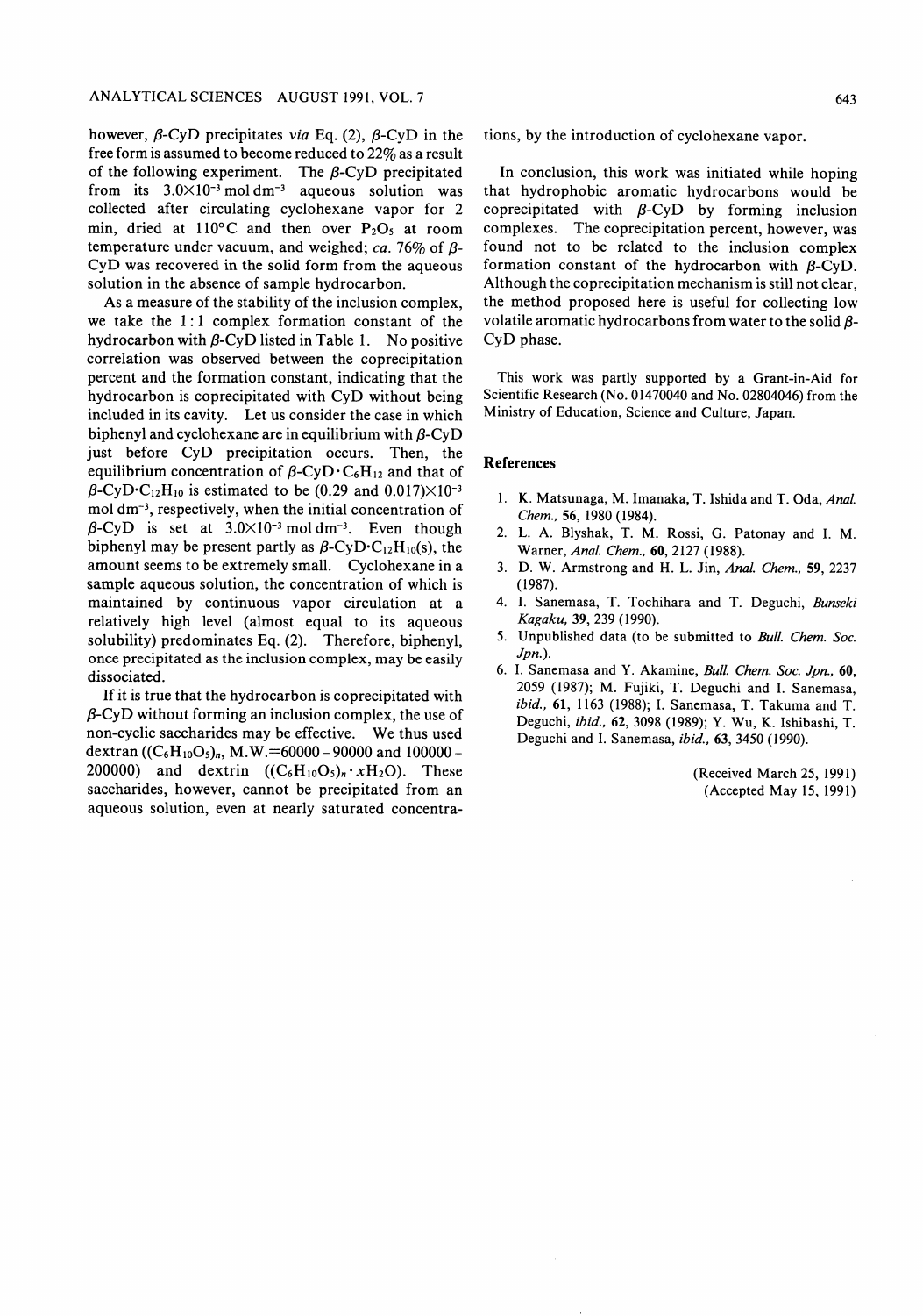however, $\beta$-CyD precipitates *via* Eq. (2), $\beta$-CyD in the free form is assumed to become reduced to 22% as a result of the following experiment. The $\beta$-CyD precipitated from its $3.0\times10^{-3}$ mol dm$^{-3}$ aqueous solution was collected after circulating cyclohexane vapor for 2 min, dried at 110°C and then over $P_2O_5$ at room temperature under vacuum, and weighed; *ca.* 76% of $\beta$-CyD was recovered in the solid form from the aqueous solution in the absence of sample hydrocarbon.

As a measure of the stability of the inclusion complex, we take the 1 : 1 complex formation constant of the hydrocarbon with $\beta$-CyD listed in Table 1. No positive correlation was observed between the coprecipitation percent and the formation constant, indicating that the hydrocarbon is coprecipitated with CyD without being included in its cavity. Let us consider the case in which biphenyl and cyclohexane are in equilibrium with $\beta$-CyD just before CyD precipitation occurs. Then, the equilibrium concentration of $\beta$-CyD$\cdot C_6H_{12}$ and that of $\beta$-CyD$\cdot C_{12}H_{10}$ is estimated to be $(0.29 \text{ and } 0.017)\times10^{-3}$ mol dm$^{-3}$, respectively, when the initial concentration of $\beta$-CyD is set at $3.0\times10^{-3}$ mol dm$^{-3}$. Even though biphenyl may be present partly as $\beta$-CyD$\cdot C_{12}H_{10}$(s), the amount seems to be extremely small. Cyclohexane in a sample aqueous solution, the concentration of which is maintained by continuous vapor circulation at a relatively high level (almost equal to its aqueous solubility) predominates Eq. (2). Therefore, biphenyl, once precipitated as the inclusion complex, may be easily dissociated.

If it is true that the hydrocarbon is coprecipitated with $\beta$-CyD without forming an inclusion complex, the use of non-cyclic saccharides may be effective. We thus used dextran ($(C_6H_{10}O_5)_n$, M.W.=60000 – 90000 and 100000 – 200000) and dextrin ($(C_6H_{10}O_5)_n\cdot xH_2O$). These saccharides, however, cannot be precipitated from an aqueous solution, even at nearly saturated concentrations, by the introduction of cyclohexane vapor.

In conclusion, this work was initiated while hoping that hydrophobic aromatic hydrocarbons would be coprecipitated with $\beta$-CyD by forming inclusion complexes. The coprecipitation percent, however, was found not to be related to the inclusion complex formation constant of the hydrocarbon with $\beta$-CyD. Although the coprecipitation mechanism is still not clear, the method proposed here is useful for collecting low volatile aromatic hydrocarbons from water to the solid $\beta$-CyD phase.

This work was partly supported by a Grant-in-Aid for Scientific Research (No. 01470040 and No. 02804046) from the Ministry of Education, Science and Culture, Japan.

## References

1. K. Matsunaga, M. Imanaka, T. Ishida and T. Oda, *Anal. Chem.*, **56**, 1980 (1984).
2. L. A. Blyshak, T. M. Rossi, G. Patonay and I. M. Warner, *Anal. Chem.*, **60**, 2127 (1988).
3. D. W. Armstrong and H. L. Jin, *Anal. Chem.*, **59**, 2237 (1987).
4. I. Sanemasa, T. Tochihara and T. Deguchi, *Bunseki Kagaku*, **39**, 239 (1990).
5. Unpublished data (to be submitted to *Bull. Chem. Soc. Jpn.*).
6. I. Sanemasa and Y. Akamine, *Bull. Chem. Soc. Jpn.*, **60**, 2059 (1987); M. Fujiki, T. Deguchi and I. Sanemasa, *ibid.*, **61**, 1163 (1988); I. Sanemasa, T. Takuma and T. Deguchi, *ibid.*, **62**, 3098 (1989); Y. Wu, K. Ishibashi, T. Deguchi and I. Sanemasa, *ibid.*, **63**, 3450 (1990).

(Received March 25, 1991)
(Accepted May 15, 1991)